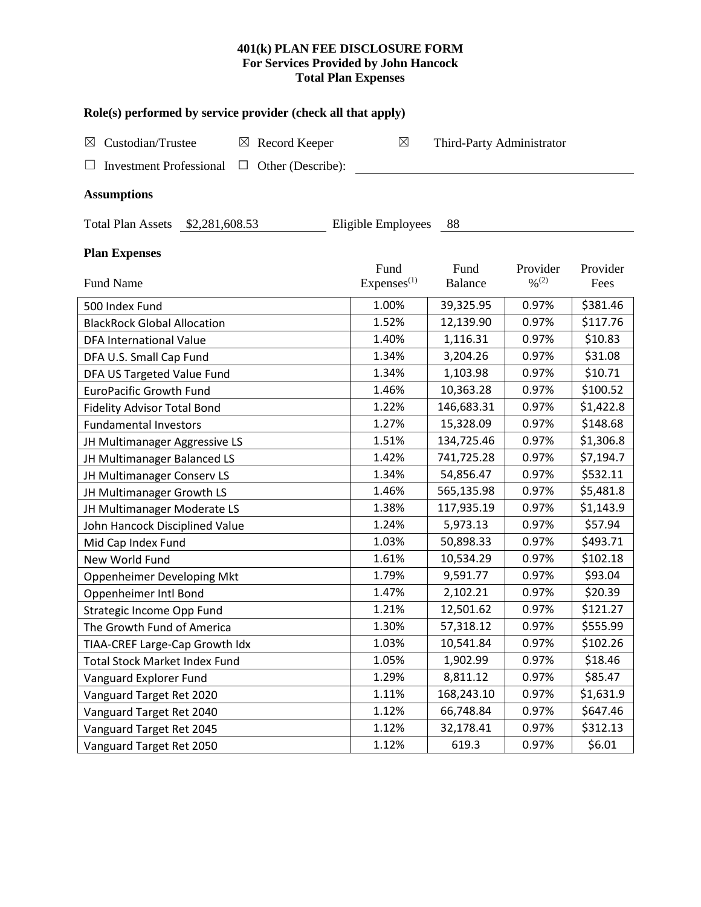# 401(k) PLAN FEE DISCLOSURE FORM
## For Services Provided by John Hancock
## Total Plan Expenses

### Role(s) performed by service provider (check all that apply)

☒ Custodian/Trustee ☒ Record Keeper ☒ Third-Party Administrator

☐ Investment Professional ☐ Other (Describe): ______________________

### Assumptions

Total Plan Assets $2,281,608.53 Eligible Employees 88

### Plan Expenses

| Fund Name | Fund Expenses[1] | Fund Balance | Provider %[2] | Provider Fees |
|---|---|---|---|---|
| 500 Index Fund | 1.00% | 39,325.95 | 0.97% | $381.46 |
| BlackRock Global Allocation | 1.52% | 12,139.90 | 0.97% | $117.76 |
| DFA International Value | 1.40% | 1,116.31 | 0.97% | $10.83 |
| DFA U.S. Small Cap Fund | 1.34% | 3,204.26 | 0.97% | $31.08 |
| DFA US Targeted Value Fund | 1.34% | 1,103.98 | 0.97% | $10.71 |
| EuroPacific Growth Fund | 1.46% | 10,363.28 | 0.97% | $100.52 |
| Fidelity Advisor Total Bond | 1.22% | 146,683.31 | 0.97% | $1,422.8 |
| Fundamental Investors | 1.27% | 15,328.09 | 0.97% | $148.68 |
| JH Multimanager Aggressive LS | 1.51% | 134,725.46 | 0.97% | $1,306.8 |
| JH Multimanager Balanced LS | 1.42% | 741,725.28 | 0.97% | $7,194.7 |
| JH Multimanager Conserv LS | 1.34% | 54,856.47 | 0.97% | $532.11 |
| JH Multimanager Growth LS | 1.46% | 565,135.98 | 0.97% | $5,481.8 |
| JH Multimanager Moderate LS | 1.38% | 117,935.19 | 0.97% | $1,143.9 |
| John Hancock Disciplined Value | 1.24% | 5,973.13 | 0.97% | $57.94 |
| Mid Cap Index Fund | 1.03% | 50,898.33 | 0.97% | $493.71 |
| New World Fund | 1.61% | 10,534.29 | 0.97% | $102.18 |
| Oppenheimer Developing Mkt | 1.79% | 9,591.77 | 0.97% | $93.04 |
| Oppenheimer Intl Bond | 1.47% | 2,102.21 | 0.97% | $20.39 |
| Strategic Income Opp Fund | 1.21% | 12,501.62 | 0.97% | $121.27 |
| The Growth Fund of America | 1.30% | 57,318.12 | 0.97% | $555.99 |
| TIAA-CREF Large-Cap Growth Idx | 1.03% | 10,541.84 | 0.97% | $102.26 |
| Total Stock Market Index Fund | 1.05% | 1,902.99 | 0.97% | $18.46 |
| Vanguard Explorer Fund | 1.29% | 8,811.12 | 0.97% | $85.47 |
| Vanguard Target Ret 2020 | 1.11% | 168,243.10 | 0.97% | $1,631.9 |
| Vanguard Target Ret 2040 | 1.12% | 66,748.84 | 0.97% | $647.46 |
| Vanguard Target Ret 2045 | 1.12% | 32,178.41 | 0.97% | $312.13 |
| Vanguard Target Ret 2050 | 1.12% | 619.3 | 0.97% | $6.01 |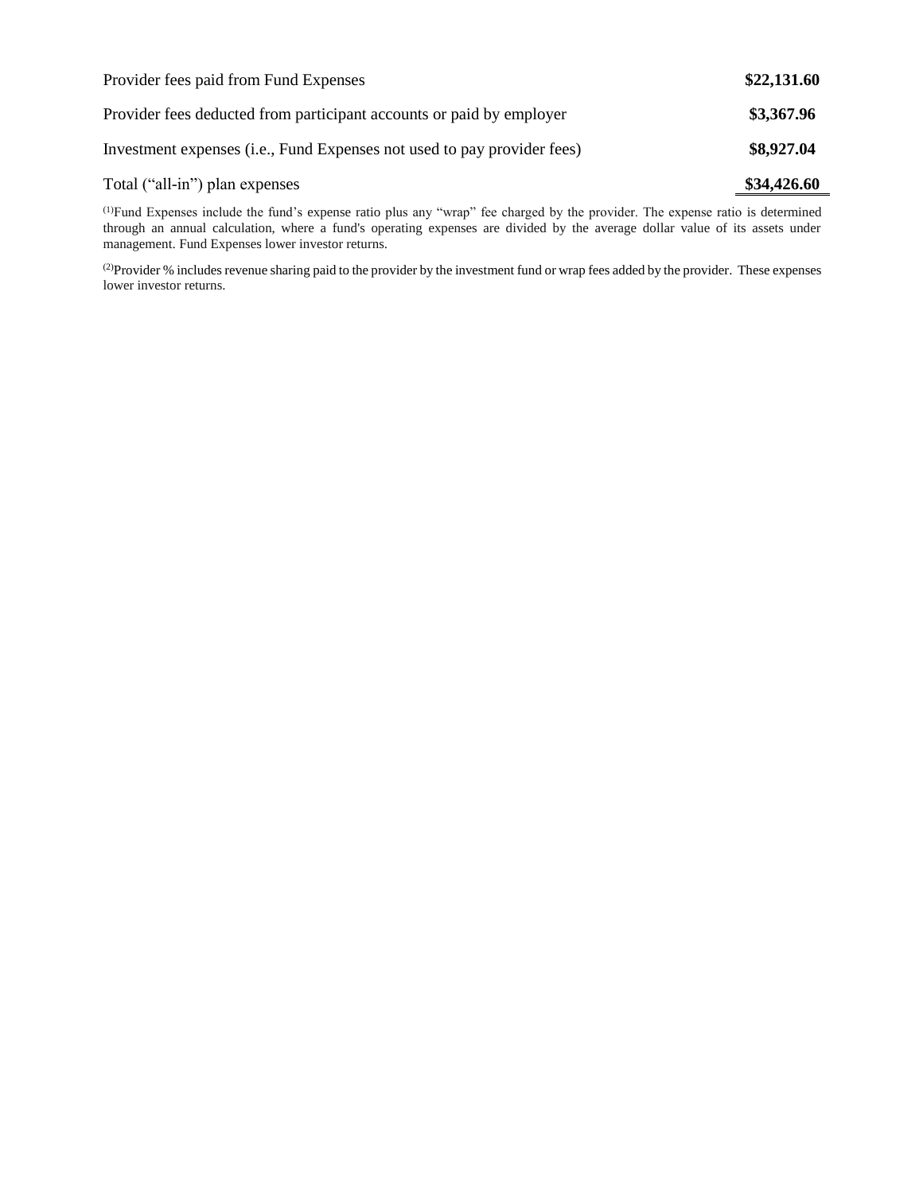| | |
|---|---|
| Provider fees paid from Fund Expenses | **$22,131.60** |
| Provider fees deducted from participant accounts or paid by employer | **$3,367.96** |
| Investment expenses (i.e., Fund Expenses not used to pay provider fees) | **$8,927.04** |
| Total ("all-in") plan expenses | **$34,426.60** |

(1)Fund Expenses include the fund's expense ratio plus any "wrap" fee charged by the provider. The expense ratio is determined through an annual calculation, where a fund's operating expenses are divided by the average dollar value of its assets under management. Fund Expenses lower investor returns.

(2)Provider % includes revenue sharing paid to the provider by the investment fund or wrap fees added by the provider. These expenses lower investor returns.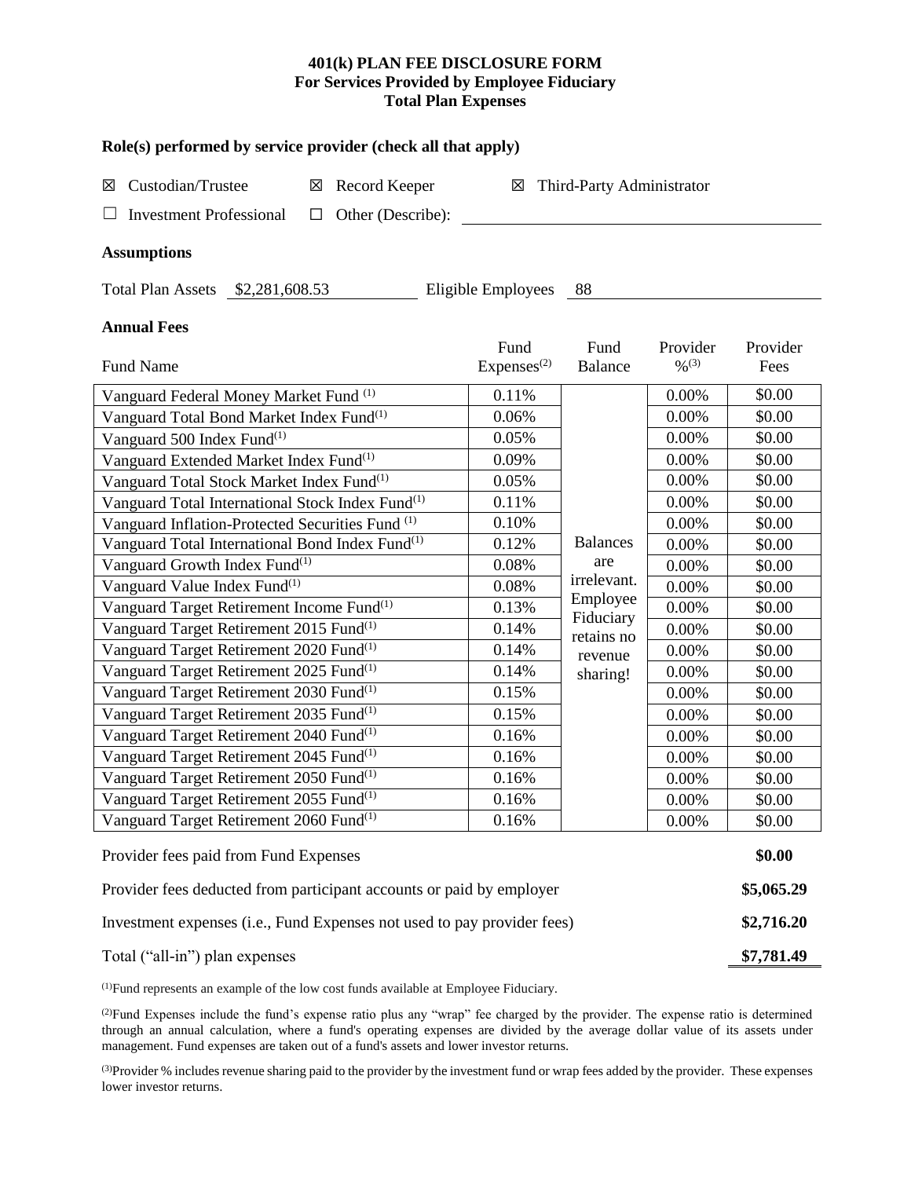**401(k) PLAN FEE DISCLOSURE FORM**
**For Services Provided by Employee Fiduciary**
**Total Plan Expenses**

**Role(s) performed by service provider (check all that apply)**

☒ Custodian/Trustee ☒ Record Keeper ☒ Third-Party Administrator

☐ Investment Professional ☐ Other (Describe):

**Assumptions**

Total Plan Assets $2,281,608.53 Eligible Employees 88

**Annual Fees**

| Fund Name | Fund Expenses[2] | Fund Balance | Provider %[3] | Provider Fees |
|---|---|---|---|---|
| Vanguard Federal Money Market Fund [1] | 0.11% | Balances are irrelevant. Employee Fiduciary retains no revenue sharing! | 0.00% | $0.00 |
| Vanguard Total Bond Market Index Fund[1] | 0.06% | | 0.00% | $0.00 |
| Vanguard 500 Index Fund[1] | 0.05% | | 0.00% | $0.00 |
| Vanguard Extended Market Index Fund[1] | 0.09% | | 0.00% | $0.00 |
| Vanguard Total Stock Market Index Fund[1] | 0.05% | | 0.00% | $0.00 |
| Vanguard Total International Stock Index Fund[1] | 0.11% | | 0.00% | $0.00 |
| Vanguard Inflation-Protected Securities Fund [1] | 0.10% | | 0.00% | $0.00 |
| Vanguard Total International Bond Index Fund[1] | 0.12% | | 0.00% | $0.00 |
| Vanguard Growth Index Fund[1] | 0.08% | | 0.00% | $0.00 |
| Vanguard Value Index Fund[1] | 0.08% | | 0.00% | $0.00 |
| Vanguard Target Retirement Income Fund[1] | 0.13% | | 0.00% | $0.00 |
| Vanguard Target Retirement 2015 Fund[1] | 0.14% | | 0.00% | $0.00 |
| Vanguard Target Retirement 2020 Fund[1] | 0.14% | | 0.00% | $0.00 |
| Vanguard Target Retirement 2025 Fund[1] | 0.14% | | 0.00% | $0.00 |
| Vanguard Target Retirement 2030 Fund[1] | 0.15% | | 0.00% | $0.00 |
| Vanguard Target Retirement 2035 Fund[1] | 0.15% | | 0.00% | $0.00 |
| Vanguard Target Retirement 2040 Fund[1] | 0.16% | | 0.00% | $0.00 |
| Vanguard Target Retirement 2045 Fund[1] | 0.16% | | 0.00% | $0.00 |
| Vanguard Target Retirement 2050 Fund[1] | 0.16% | | 0.00% | $0.00 |
| Vanguard Target Retirement 2055 Fund[1] | 0.16% | | 0.00% | $0.00 |
| Vanguard Target Retirement 2060 Fund[1] | 0.16% | | 0.00% | $0.00 |

| | |
|---|---|
| Provider fees paid from Fund Expenses | **$0.00** |
| Provider fees deducted from participant accounts or paid by employer | **$5,065.29** |
| Investment expenses (i.e., Fund Expenses not used to pay provider fees) | **$2,716.20** |
| Total ("all-in") plan expenses | **$7,781.49** |

[1]Fund represents an example of the low cost funds available at Employee Fiduciary.

[2]Fund Expenses include the fund's expense ratio plus any "wrap" fee charged by the provider. The expense ratio is determined through an annual calculation, where a fund's operating expenses are divided by the average dollar value of its assets under management. Fund expenses are taken out of a fund's assets and lower investor returns.

[3]Provider % includes revenue sharing paid to the provider by the investment fund or wrap fees added by the provider. These expenses lower investor returns.